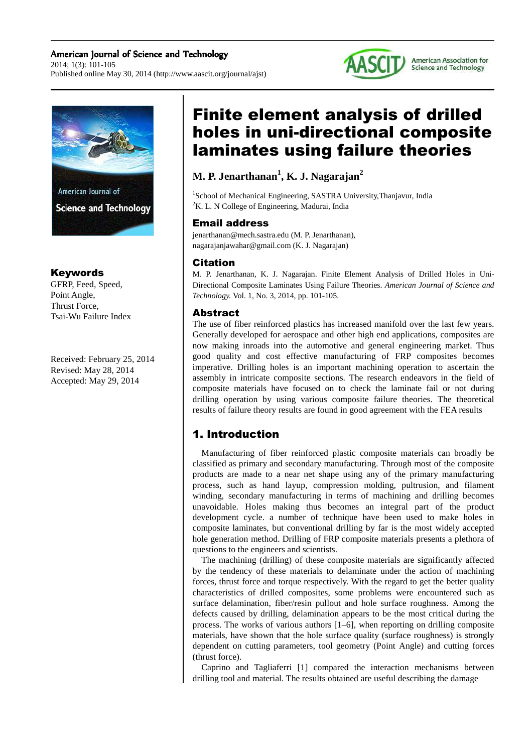# Finite element analysis of drilled holes in uni-directional composite laminates using failure theories

**M. P. Jenarthanan[1], K. J. Nagarajan[2]**

[1]School of Mechanical Engineering, SASTRA University,Thanjavur, India
[2]K. L. N College of Engineering, Madurai, India

## Email address

jenarthanan@mech.sastra.edu (M. P. Jenarthanan),
nagarajanjawahar@gmail.com (K. J. Nagarajan)

## Citation

M. P. Jenarthanan, K. J. Nagarajan. Finite Element Analysis of Drilled Holes in Uni-Directional Composite Laminates Using Failure Theories. *American Journal of Science and Technology.* Vol. 1, No. 3, 2014, pp. 101-105.

## Keywords

GFRP, Feed, Speed, Point Angle, Thrust Force, Tsai-Wu Failure Index

Received: February 25, 2014
Revised: May 28, 2014
Accepted: May 29, 2014

## Abstract

The use of fiber reinforced plastics has increased manifold over the last few years. Generally developed for aerospace and other high end applications, composites are now making inroads into the automotive and general engineering market. Thus good quality and cost effective manufacturing of FRP composites becomes imperative. Drilling holes is an important machining operation to ascertain the assembly in intricate composite sections. The research endeavors in the field of composite materials have focused on to check the laminate fail or not during drilling operation by using various composite failure theories. The theoretical results of failure theory results are found in good agreement with the FEA results

## 1. Introduction

Manufacturing of fiber reinforced plastic composite materials can broadly be classified as primary and secondary manufacturing. Through most of the composite products are made to a near net shape using any of the primary manufacturing process, such as hand layup, compression molding, pultrusion, and filament winding, secondary manufacturing in terms of machining and drilling becomes unavoidable. Holes making thus becomes an integral part of the product development cycle. a number of technique have been used to make holes in composite laminates, but conventional drilling by far is the most widely accepted hole generation method. Drilling of FRP composite materials presents a plethora of questions to the engineers and scientists.

The machining (drilling) of these composite materials are significantly affected by the tendency of these materials to delaminate under the action of machining forces, thrust force and torque respectively. With the regard to get the better quality characteristics of drilled composites, some problems were encountered such as surface delamination, fiber/resin pullout and hole surface roughness. Among the defects caused by drilling, delamination appears to be the most critical during the process. The works of various authors [1–6], when reporting on drilling composite materials, have shown that the hole surface quality (surface roughness) is strongly dependent on cutting parameters, tool geometry (Point Angle) and cutting forces (thrust force).

Caprino and Tagliaferri [1] compared the interaction mechanisms between drilling tool and material. The results obtained are useful describing the damage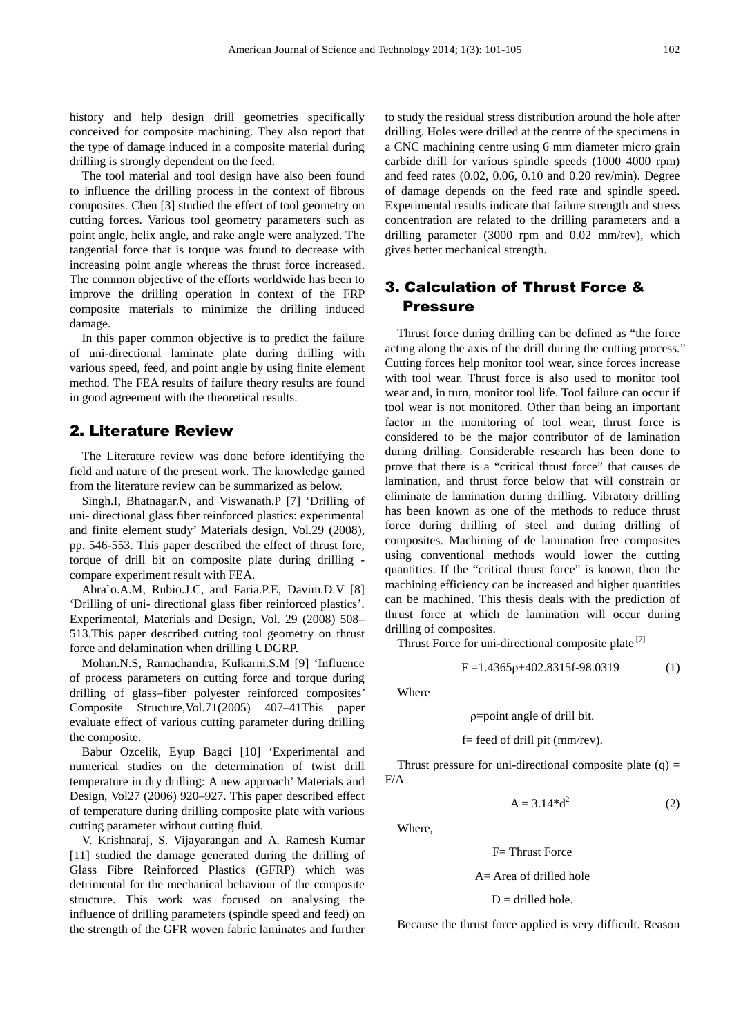history and help design drill geometries specifically conceived for composite machining. They also report that the type of damage induced in a composite material during drilling is strongly dependent on the feed.

The tool material and tool design have also been found to influence the drilling process in the context of fibrous composites. Chen [3] studied the effect of tool geometry on cutting forces. Various tool geometry parameters such as point angle, helix angle, and rake angle were analyzed. The tangential force that is torque was found to decrease with increasing point angle whereas the thrust force increased. The common objective of the efforts worldwide has been to improve the drilling operation in context of the FRP composite materials to minimize the drilling induced damage.

In this paper common objective is to predict the failure of uni-directional laminate plate during drilling with various speed, feed, and point angle by using finite element method. The FEA results of failure theory results are found in good agreement with the theoretical results.

## 2. Literature Review

The Literature review was done before identifying the field and nature of the present work. The knowledge gained from the literature review can be summarized as below.

Singh.I, Bhatnagar.N, and Viswanath.P [7] 'Drilling of uni- directional glass fiber reinforced plastics: experimental and finite element study' Materials design, Vol.29 (2008), pp. 546-553. This paper described the effect of thrust fore, torque of drill bit on composite plate during drilling - compare experiment result with FEA.

Abra˜o.A.M, Rubio.J.C, and Faria.P.E, Davim.D.V [8] 'Drilling of uni- directional glass fiber reinforced plastics'. Experimental, Materials and Design, Vol. 29 (2008) 508–513.This paper described cutting tool geometry on thrust force and delamination when drilling UDGRP.

Mohan.N.S, Ramachandra, Kulkarni.S.M [9] 'Influence of process parameters on cutting force and torque during drilling of glass–fiber polyester reinforced composites' Composite Structure,Vol.71(2005) 407–41This paper evaluate effect of various cutting parameter during drilling the composite.

Babur Ozcelik, Eyup Bagci [10] 'Experimental and numerical studies on the determination of twist drill temperature in dry drilling: A new approach' Materials and Design, Vol27 (2006) 920–927. This paper described effect of temperature during drilling composite plate with various cutting parameter without cutting fluid.

V. Krishnaraj, S. Vijayarangan and A. Ramesh Kumar [11] studied the damage generated during the drilling of Glass Fibre Reinforced Plastics (GFRP) which was detrimental for the mechanical behaviour of the composite structure. This work was focused on analysing the influence of drilling parameters (spindle speed and feed) on the strength of the GFR woven fabric laminates and further to study the residual stress distribution around the hole after drilling. Holes were drilled at the centre of the specimens in a CNC machining centre using 6 mm diameter micro grain carbide drill for various spindle speeds (1000 4000 rpm) and feed rates (0.02, 0.06, 0.10 and 0.20 rev/min). Degree of damage depends on the feed rate and spindle speed. Experimental results indicate that failure strength and stress concentration are related to the drilling parameters and a drilling parameter (3000 rpm and 0.02 mm/rev), which gives better mechanical strength.

## 3. Calculation of Thrust Force & Pressure

Thrust force during drilling can be defined as "the force acting along the axis of the drill during the cutting process." Cutting forces help monitor tool wear, since forces increase with tool wear. Thrust force is also used to monitor tool wear and, in turn, monitor tool life. Tool failure can occur if tool wear is not monitored. Other than being an important factor in the monitoring of tool wear, thrust force is considered to be the major contributor of de lamination during drilling. Considerable research has been done to prove that there is a "critical thrust force" that causes de lamination, and thrust force below that will constrain or eliminate de lamination during drilling. Vibratory drilling has been known as one of the methods to reduce thrust force during drilling of steel and during drilling of composites. Machining of de lamination free composites using conventional methods would lower the cutting quantities. If the "critical thrust force" is known, then the machining efficiency can be increased and higher quantities can be machined. This thesis deals with the prediction of thrust force at which de lamination will occur during drilling of composites.

Thrust Force for uni-directional composite plate [7]

$$F = 1.4365\rho + 402.8315f - 98.0319 \qquad (1)$$

Where

$\rho$=point angle of drill bit.

f= feed of drill pit (mm/rev).

Thrust pressure for uni-directional composite plate (q) = F/A

$$A = 3.14 * d^2 \qquad (2)$$

Where,

F= Thrust Force

A= Area of drilled hole

D = drilled hole.

Because the thrust force applied is very difficult. Reason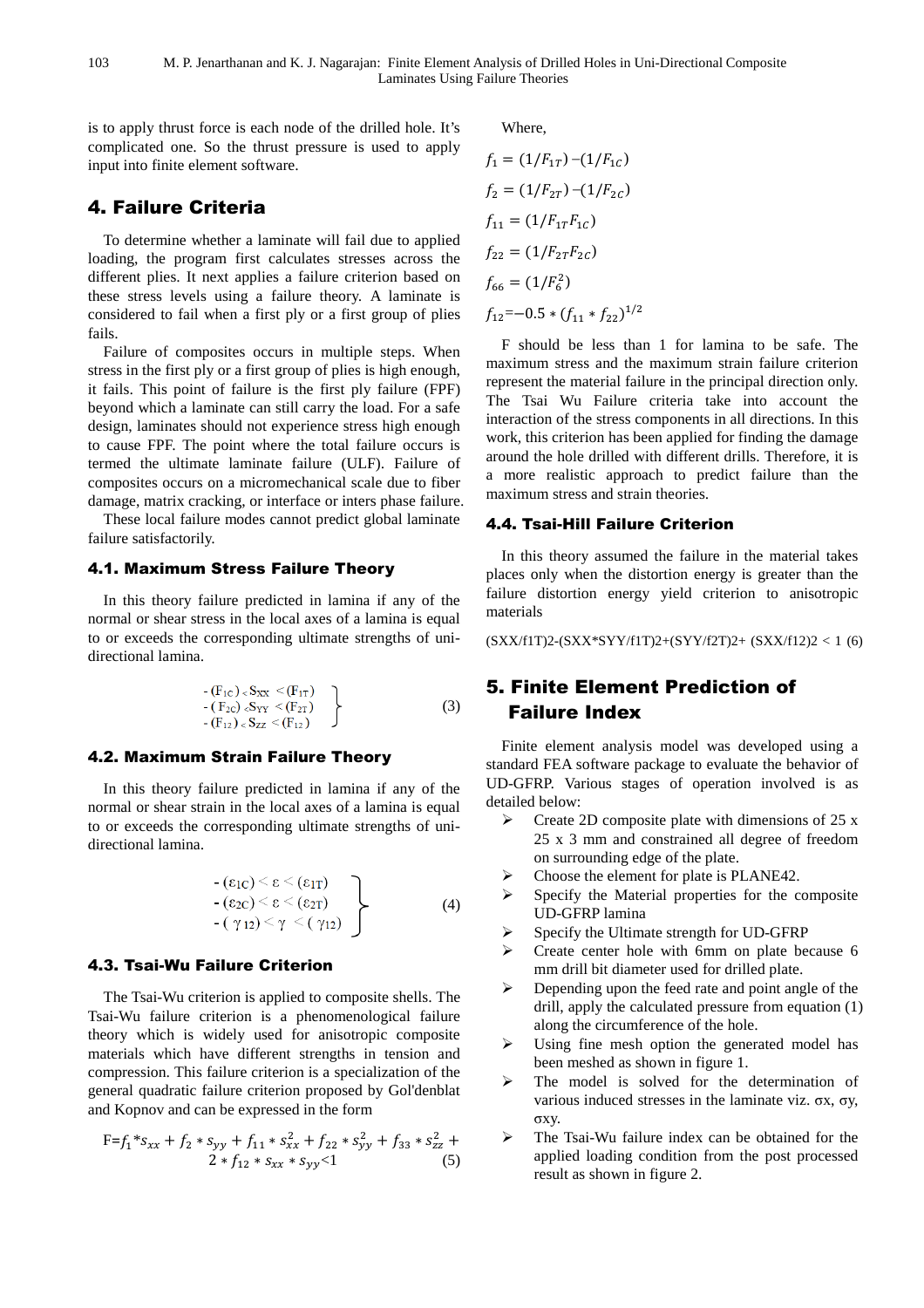is to apply thrust force is each node of the drilled hole. It's complicated one. So the thrust pressure is used to apply input into finite element software.

## 4. Failure Criteria

To determine whether a laminate will fail due to applied loading, the program first calculates stresses across the different plies. It next applies a failure criterion based on these stress levels using a failure theory. A laminate is considered to fail when a first ply or a first group of plies fails.

Failure of composites occurs in multiple steps. When stress in the first ply or a first group of plies is high enough, it fails. This point of failure is the first ply failure (FPF) beyond which a laminate can still carry the load. For a safe design, laminates should not experience stress high enough to cause FPF. The point where the total failure occurs is termed the ultimate laminate failure (ULF). Failure of composites occurs on a micromechanical scale due to fiber damage, matrix cracking, or interface or inters phase failure.

These local failure modes cannot predict global laminate failure satisfactorily.

### 4.1. Maximum Stress Failure Theory

In this theory failure predicted in lamina if any of the normal or shear stress in the local axes of a lamina is equal to or exceeds the corresponding ultimate strengths of uni-directional lamina.

$$\left.\begin{array}{l} -(F_{1C}) < S_{XX} < (F_{1T}) \\ -(F_{2C}) < S_{YY} < (F_{2T}) \\ -(F_{12}) < S_{ZZ} < (F_{12}) \end{array}\right\} \quad (3)$$

### 4.2. Maximum Strain Failure Theory

In this theory failure predicted in lamina if any of the normal or shear strain in the local axes of a lamina is equal to or exceeds the corresponding ultimate strengths of uni-directional lamina.

$$\left.\begin{array}{l} -(\varepsilon_{1C}) < \varepsilon < (\varepsilon_{1T}) \\ -(\varepsilon_{2C}) < \varepsilon < (\varepsilon_{2T}) \\ -(\gamma_{12}) < \gamma < (\gamma_{12}) \end{array}\right\} \quad (4)$$

### 4.3. Tsai-Wu Failure Criterion

The Tsai-Wu criterion is applied to composite shells. The Tsai-Wu failure criterion is a phenomenological failure theory which is widely used for anisotropic composite materials which have different strengths in tension and compression. This failure criterion is a specialization of the general quadratic failure criterion proposed by Gol'denblat and Kopnov and can be expressed in the form

$$F = f_1 * s_{xx} + f_2 * s_{yy} + f_{11} * s_{xx}^2 + f_{22} * s_{yy}^2 + f_{33} * s_{zz}^2 + 2 * f_{12} * s_{xx} * s_{yy} < 1 \quad (5)$$

Where,

$$f_1 = (1/F_{1T}) - (1/F_{1C})$$

$$f_2 = (1/F_{2T}) - (1/F_{2C})$$

$$f_{11} = (1/F_{1T}F_{1C})$$

$$f_{22} = (1/F_{2T}F_{2C})$$

$$f_{66} = (1/F_6^2)$$

$$f_{12} = -0.5 * (f_{11} * f_{22})^{1/2}$$

F should be less than 1 for lamina to be safe. The maximum stress and the maximum strain failure criterion represent the material failure in the principal direction only. The Tsai Wu Failure criteria take into account the interaction of the stress components in all directions. In this work, this criterion has been applied for finding the damage around the hole drilled with different drills. Therefore, it is a more realistic approach to predict failure than the maximum stress and strain theories.

### 4.4. Tsai-Hill Failure Criterion

In this theory assumed the failure in the material takes places only when the distortion energy is greater than the failure distortion energy yield criterion to anisotropic materials

(SXX/f1T)2-(SXX*SYY/f1T)2+(SYY/f2T)2+ (SXX/f12)2 < 1 (6)

## 5. Finite Element Prediction of Failure Index

Finite element analysis model was developed using a standard FEA software package to evaluate the behavior of UD-GFRP. Various stages of operation involved is as detailed below:

- Create 2D composite plate with dimensions of 25 x 25 x 3 mm and constrained all degree of freedom on surrounding edge of the plate.
- Choose the element for plate is PLANE42.
- Specify the Material properties for the composite UD-GFRP lamina
- Specify the Ultimate strength for UD-GFRP
- Create center hole with 6mm on plate because 6 mm drill bit diameter used for drilled plate.
- Depending upon the feed rate and point angle of the drill, apply the calculated pressure from equation (1) along the circumference of the hole.
- Using fine mesh option the generated model has been meshed as shown in figure 1.
- The model is solved for the determination of various induced stresses in the laminate viz. $\sigma x$, $\sigma y$, $\sigma xy$.
- The Tsai-Wu failure index can be obtained for the applied loading condition from the post processed result as shown in figure 2.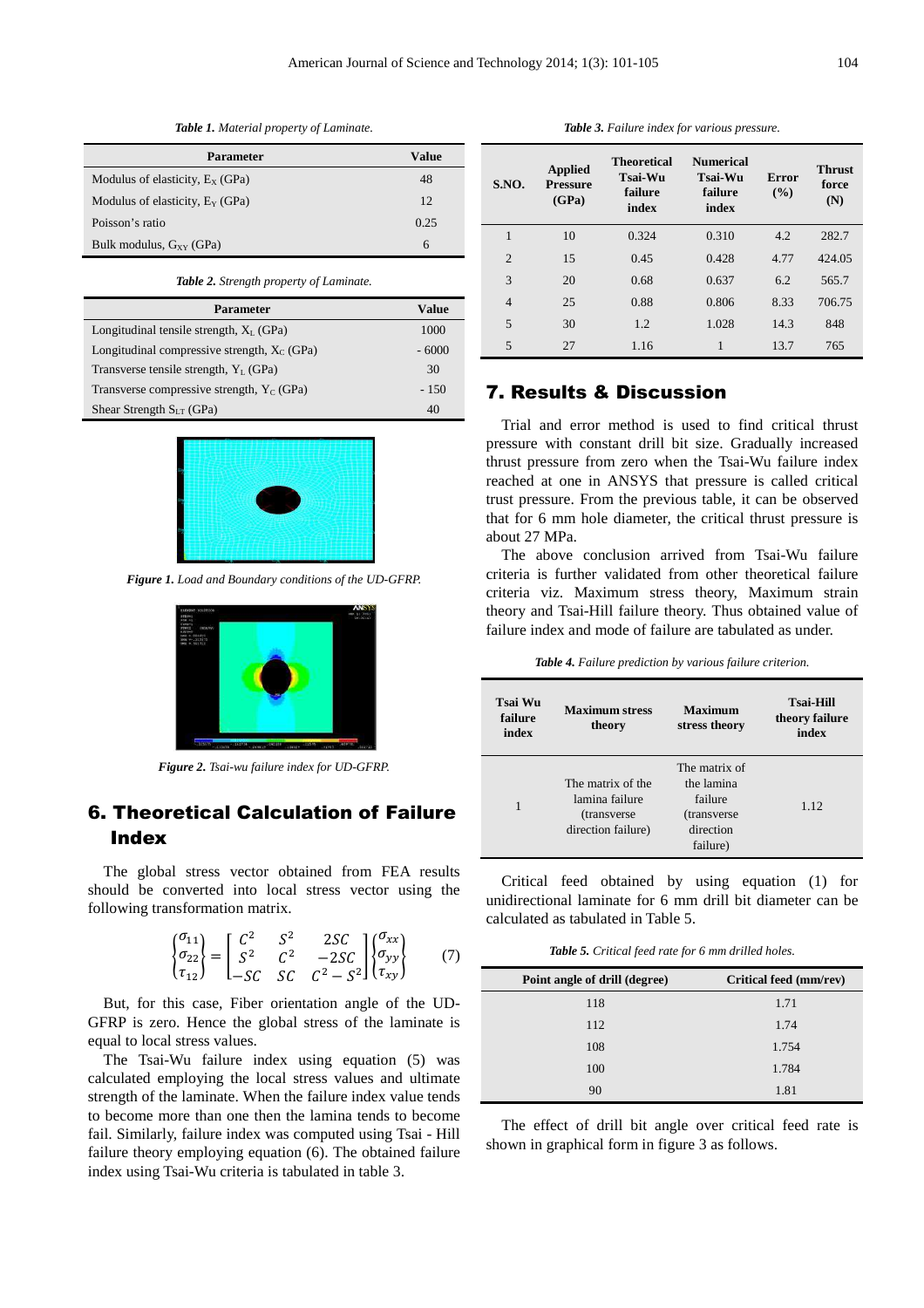*Table 1. Material property of Laminate.*

| Parameter | Value |
|---|---|
| Modulus of elasticity, $E_X$ (GPa) | 48 |
| Modulus of elasticity, $E_Y$ (GPa) | 12 |
| Poisson's ratio | 0.25 |
| Bulk modulus, $G_{XY}$ (GPa) | 6 |

*Table 2. Strength property of Laminate.*

| Parameter | Value |
|---|---|
| Longitudinal tensile strength, $X_L$ (GPa) | 1000 |
| Longitudinal compressive strength, $X_C$ (GPa) | - 6000 |
| Transverse tensile strength, $Y_L$ (GPa) | 30 |
| Transverse compressive strength, $Y_C$ (GPa) | - 150 |
| Shear Strength $S_{LT}$ (GPa) | 40 |

*Figure 1. Load and Boundary conditions of the UD-GFRP.*

*Figure 2. Tsai-wu failure index for UD-GFRP.*

## 6. Theoretical Calculation of Failure Index

The global stress vector obtained from FEA results should be converted into local stress vector using the following transformation matrix.

$$\begin{Bmatrix} \sigma_{11} \\ \sigma_{22} \\ \tau_{12} \end{Bmatrix} = \begin{bmatrix} C^2 & S^2 & 2SC \\ S^2 & C^2 & -2SC \\ -SC & SC & C^2 - S^2 \end{bmatrix} \begin{Bmatrix} \sigma_{xx} \\ \sigma_{yy} \\ \tau_{xy} \end{Bmatrix} \quad (7)$$

But, for this case, Fiber orientation angle of the UD-GFRP is zero. Hence the global stress of the laminate is equal to local stress values.

The Tsai-Wu failure index using equation (5) was calculated employing the local stress values and ultimate strength of the laminate. When the failure index value tends to become more than one then the lamina tends to become fail. Similarly, failure index was computed using Tsai - Hill failure theory employing equation (6). The obtained failure index using Tsai-Wu criteria is tabulated in table 3.

*Table 3. Failure index for various pressure.*

| S.NO. | Applied Pressure (GPa) | Theoretical Tsai-Wu failure index | Numerical Tsai-Wu failure index | Error (%) | Thrust force (N) |
|---|---|---|---|---|---|
| 1 | 10 | 0.324 | 0.310 | 4.2 | 282.7 |
| 2 | 15 | 0.45 | 0.428 | 4.77 | 424.05 |
| 3 | 20 | 0.68 | 0.637 | 6.2 | 565.7 |
| 4 | 25 | 0.88 | 0.806 | 8.33 | 706.75 |
| 5 | 30 | 1.2 | 1.028 | 14.3 | 848 |
| 5 | 27 | 1.16 | 1 | 13.7 | 765 |

## 7. Results & Discussion

Trial and error method is used to find critical thrust pressure with constant drill bit size. Gradually increased thrust pressure from zero when the Tsai-Wu failure index reached at one in ANSYS that pressure is called critical trust pressure. From the previous table, it can be observed that for 6 mm hole diameter, the critical thrust pressure is about 27 MPa.

The above conclusion arrived from Tsai-Wu failure criteria is further validated from other theoretical failure criteria viz. Maximum stress theory, Maximum strain theory and Tsai-Hill failure theory. Thus obtained value of failure index and mode of failure are tabulated as under.

*Table 4. Failure prediction by various failure criterion.*

| Tsai Wu failure index | Maximum stress theory | Maximum stress theory | Tsai-Hill theory failure index |
|---|---|---|---|
| 1 | The matrix of the lamina failure (transverse direction failure) | The matrix of the lamina failure (transverse direction failure) | 1.12 |

Critical feed obtained by using equation (1) for unidirectional laminate for 6 mm drill bit diameter can be calculated as tabulated in Table 5.

*Table 5. Critical feed rate for 6 mm drilled holes.*

| Point angle of drill (degree) | Critical feed (mm/rev) |
|---|---|
| 118 | 1.71 |
| 112 | 1.74 |
| 108 | 1.754 |
| 100 | 1.784 |
| 90 | 1.81 |

The effect of drill bit angle over critical feed rate is shown in graphical form in figure 3 as follows.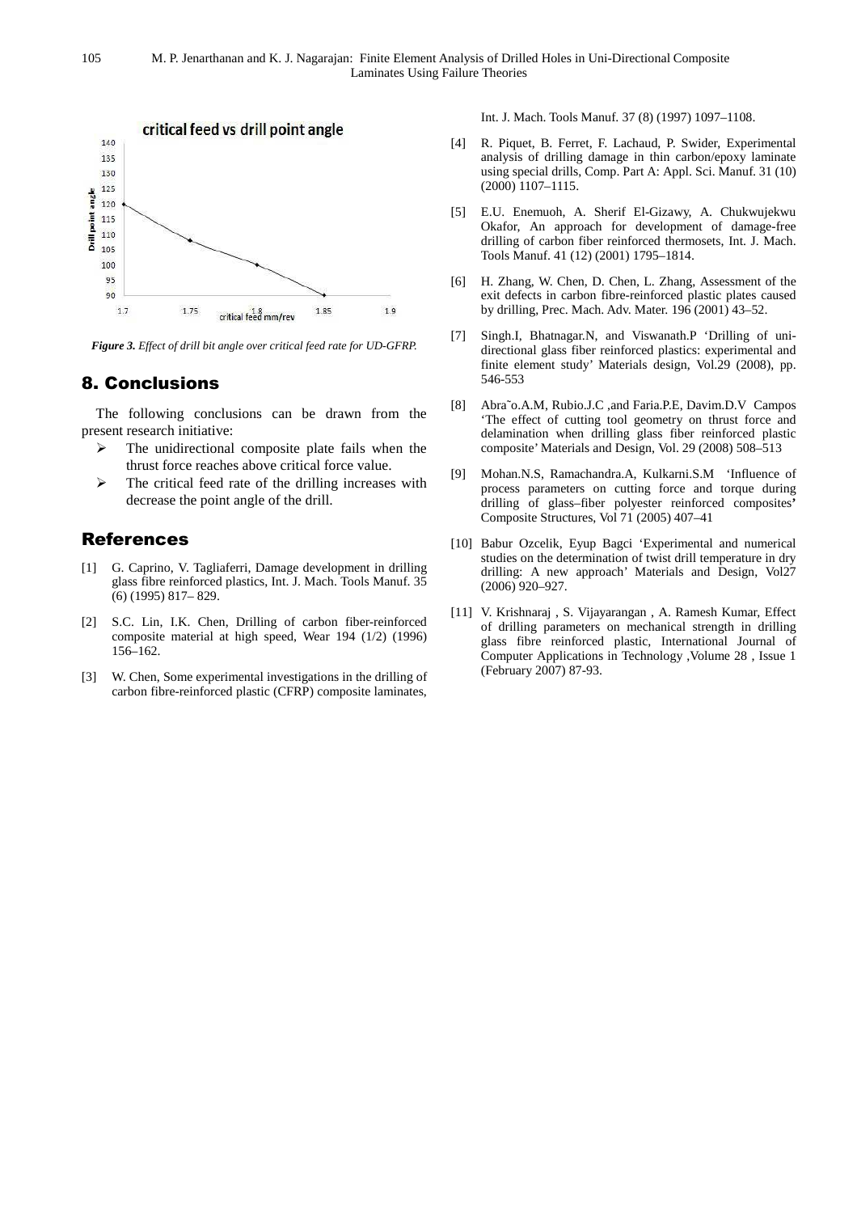critical feed vs drill point angle

Drill point angle

140
135
130
125
120
115
110
105
100
95
90

1.7 1.75 1.8 1.85 1.9

critical feed mm/rev

***Figure 3.*** *Effect of drill bit angle over critical feed rate for UD-GFRP.*

## 8. Conclusions

The following conclusions can be drawn from the present research initiative:

- The unidirectional composite plate fails when the thrust force reaches above critical force value.
- The critical feed rate of the drilling increases with decrease the point angle of the drill.

## References

[1] G. Caprino, V. Tagliaferri, Damage development in drilling glass fibre reinforced plastics, Int. J. Mach. Tools Manuf. 35 (6) (1995) 817– 829.

[2] S.C. Lin, I.K. Chen, Drilling of carbon fiber-reinforced composite material at high speed, Wear 194 (1/2) (1996) 156–162.

[3] W. Chen, Some experimental investigations in the drilling of carbon fibre-reinforced plastic (CFRP) composite laminates, Int. J. Mach. Tools Manuf. 37 (8) (1997) 1097–1108.

[4] R. Piquet, B. Ferret, F. Lachaud, P. Swider, Experimental analysis of drilling damage in thin carbon/epoxy laminate using special drills, Comp. Part A: Appl. Sci. Manuf. 31 (10) (2000) 1107–1115.

[5] E.U. Enemuoh, A. Sherif El-Gizawy, A. Chukwujekwu Okafor, An approach for development of damage-free drilling of carbon fiber reinforced thermosets, Int. J. Mach. Tools Manuf. 41 (12) (2001) 1795–1814.

[6] H. Zhang, W. Chen, D. Chen, L. Zhang, Assessment of the exit defects in carbon fibre-reinforced plastic plates caused by drilling, Prec. Mach. Adv. Mater. 196 (2001) 43–52.

[7] Singh.I, Bhatnagar.N, and Viswanath.P 'Drilling of uni-directional glass fiber reinforced plastics: experimental and finite element study' Materials design, Vol.29 (2008), pp. 546-553

[8] Abrão.A.M, Rubio.J.C ,and Faria.P.E, Davim.D.V Campos 'The effect of cutting tool geometry on thrust force and delamination when drilling glass fiber reinforced plastic composite' Materials and Design, Vol. 29 (2008) 508–513

[9] Mohan.N.S, Ramachandra.A, Kulkarni.S.M 'Influence of process parameters on cutting force and torque during drilling of glass–fiber polyester reinforced composites' Composite Structures, Vol 71 (2005) 407–41

[10] Babur Ozcelik, Eyup Bagci 'Experimental and numerical studies on the determination of twist drill temperature in dry drilling: A new approach' Materials and Design, Vol27 (2006) 920–927.

[11] V. Krishnaraj , S. Vijayarangan , A. Ramesh Kumar, Effect of drilling parameters on mechanical strength in drilling glass fibre reinforced plastic, International Journal of Computer Applications in Technology ,Volume 28 , Issue 1 (February 2007) 87-93.